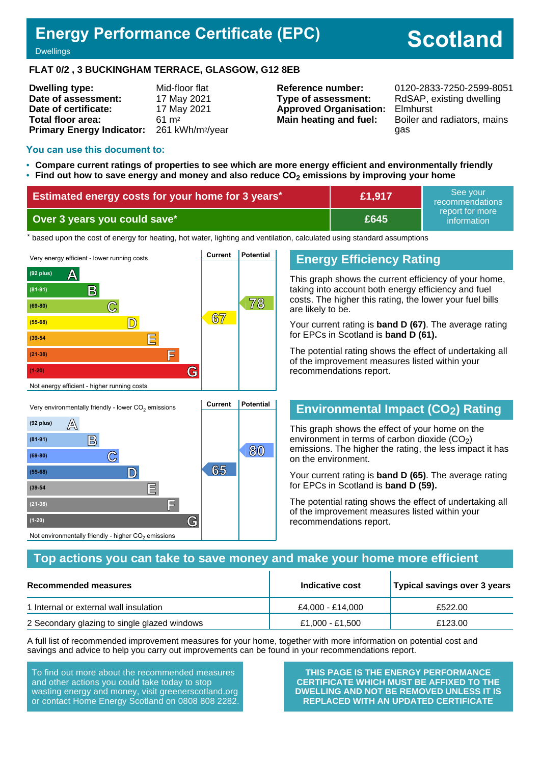# Energy Performance Certificate (EPC)

Dwellings

**Scotland**

**FLAT 0/2 , 3 BUCKINGHAM TERRACE, GLASGOW, G12 8EB**

| | | | |
|---|---|---|---|
| **Dwelling type:** | Mid-floor flat | **Reference number:** | 0120-2833-7250-2599-8051 |
| **Date of assessment:** | 17 May 2021 | **Type of assessment:** | RdSAP, existing dwelling |
| **Date of certificate:** | 17 May 2021 | **Approved Organisation:** | Elmhurst |
| **Total floor area:** | 61 m² | **Main heating and fuel:** | Boiler and radiators, mains gas |
| **Primary Energy Indicator:** | 261 kWh/m²/year | | |

## You can use this document to:

- **Compare current ratings of properties to see which are more energy efficient and environmentally friendly**
- **Find out how to save energy and money and also reduce $CO_2$ emissions by improving your home**

| | | |
|---|---|---|
| **Estimated energy costs for your home for 3 years*** | **£1,917** | See your recommendations report for more information |
| **Over 3 years you could save*** | **£645** | |

\* based upon the cost of energy for heating, hot water, lighting and ventilation, calculated using standard assumptions

Very energy efficient - lower running costs

| Band | Current | Potential |
|---|---|---|
| (92 plus) A | | |
| (81-91) B | | |
| (69-80) C | | 78 |
| (55-68) D | 67 | |
| (39-54) E | | |
| (21-38) F | | |
| (1-20) G | | |

Not energy efficient - higher running costs

## Energy Efficiency Rating

This graph shows the current efficiency of your home, taking into account both energy efficiency and fuel costs. The higher this rating, the lower your fuel bills are likely to be.

Your current rating is **band D (67)**. The average rating for EPCs in Scotland is **band D (61).**

The potential rating shows the effect of undertaking all of the improvement measures listed within your recommendations report.

Very environmentally friendly - lower $CO_2$ emissions

| Band | Current | Potential |
|---|---|---|
| (92 plus) A | | |
| (81-91) B | | |
| (69-80) C | | 80 |
| (55-68) D | 65 | |
| (39-54) E | | |
| (21-38) F | | |
| (1-20) G | | |

Not environmentally friendly - higher $CO_2$ emissions

## Environmental Impact ($CO_2$) Rating

This graph shows the effect of your home on the environment in terms of carbon dioxide ($CO_2$) emissions. The higher the rating, the less impact it has on the environment.

Your current rating is **band D (65)**. The average rating for EPCs in Scotland is **band D (59).**

The potential rating shows the effect of undertaking all of the improvement measures listed within your recommendations report.

## Top actions you can take to save money and make your home more efficient

| Recommended measures | Indicative cost | Typical savings over 3 years |
|---|---|---|
| 1 Internal or external wall insulation | £4,000 - £14,000 | £522.00 |
| 2 Secondary glazing to single glazed windows | £1,000 - £1,500 | £123.00 |

A full list of recommended improvement measures for your home, together with more information on potential cost and savings and advice to help you carry out improvements can be found in your recommendations report.

To find out more about the recommended measures and other actions you could take today to stop wasting energy and money, visit greenerscotland.org or contact Home Energy Scotland on 0808 808 2282.

**THIS PAGE IS THE ENERGY PERFORMANCE CERTIFICATE WHICH MUST BE AFFIXED TO THE DWELLING AND NOT BE REMOVED UNLESS IT IS REPLACED WITH AN UPDATED CERTIFICATE**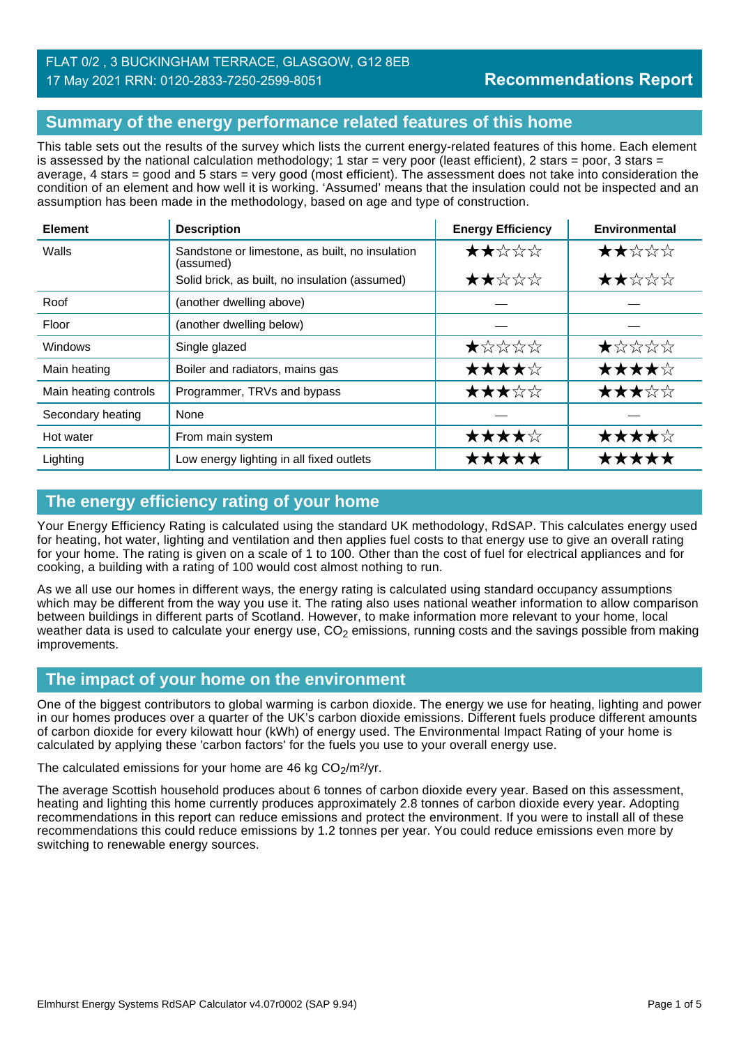FLAT 0/2 , 3 BUCKINGHAM TERRACE, GLASGOW, G12 8EB
17 May 2021 RRN: 0120-2833-7250-2599-8051

**Recommendations Report**

## Summary of the energy performance related features of this home

This table sets out the results of the survey which lists the current energy-related features of this home. Each element is assessed by the national calculation methodology; 1 star = very poor (least efficient), 2 stars = poor, 3 stars = average, 4 stars = good and 5 stars = very good (most efficient). The assessment does not take into consideration the condition of an element and how well it is working. 'Assumed' means that the insulation could not be inspected and an assumption has been made in the methodology, based on age and type of construction.

| Element | Description | Energy Efficiency | Environmental |
|---|---|---|---|
| Walls | Sandstone or limestone, as built, no insulation (assumed) | ★★☆☆☆ | ★★☆☆☆ |
| | Solid brick, as built, no insulation (assumed) | ★★☆☆☆ | ★★☆☆☆ |
| Roof | (another dwelling above) | — | — |
| Floor | (another dwelling below) | — | — |
| Windows | Single glazed | ★☆☆☆☆ | ★☆☆☆☆ |
| Main heating | Boiler and radiators, mains gas | ★★★★☆ | ★★★★☆ |
| Main heating controls | Programmer, TRVs and bypass | ★★★☆☆ | ★★★☆☆ |
| Secondary heating | None | — | — |
| Hot water | From main system | ★★★★☆ | ★★★★☆ |
| Lighting | Low energy lighting in all fixed outlets | ★★★★★ | ★★★★★ |

## The energy efficiency rating of your home

Your Energy Efficiency Rating is calculated using the standard UK methodology, RdSAP. This calculates energy used for heating, hot water, lighting and ventilation and then applies fuel costs to that energy use to give an overall rating for your home. The rating is given on a scale of 1 to 100. Other than the cost of fuel for electrical appliances and for cooking, a building with a rating of 100 would cost almost nothing to run.

As we all use our homes in different ways, the energy rating is calculated using standard occupancy assumptions which may be different from the way you use it. The rating also uses national weather information to allow comparison between buildings in different parts of Scotland. However, to make information more relevant to your home, local weather data is used to calculate your energy use, $CO_2$ emissions, running costs and the savings possible from making improvements.

## The impact of your home on the environment

One of the biggest contributors to global warming is carbon dioxide. The energy we use for heating, lighting and power in our homes produces over a quarter of the UK's carbon dioxide emissions. Different fuels produce different amounts of carbon dioxide for every kilowatt hour (kWh) of energy used. The Environmental Impact Rating of your home is calculated by applying these 'carbon factors' for the fuels you use to your overall energy use.

The calculated emissions for your home are 46 kg $CO_2/m^2/yr$.

The average Scottish household produces about 6 tonnes of carbon dioxide every year. Based on this assessment, heating and lighting this home currently produces approximately 2.8 tonnes of carbon dioxide every year. Adopting recommendations in this report can reduce emissions and protect the environment. If you were to install all of these recommendations this could reduce emissions by 1.2 tonnes per year. You could reduce emissions even more by switching to renewable energy sources.

Elmhurst Energy Systems RdSAP Calculator v4.07r0002 (SAP 9.94)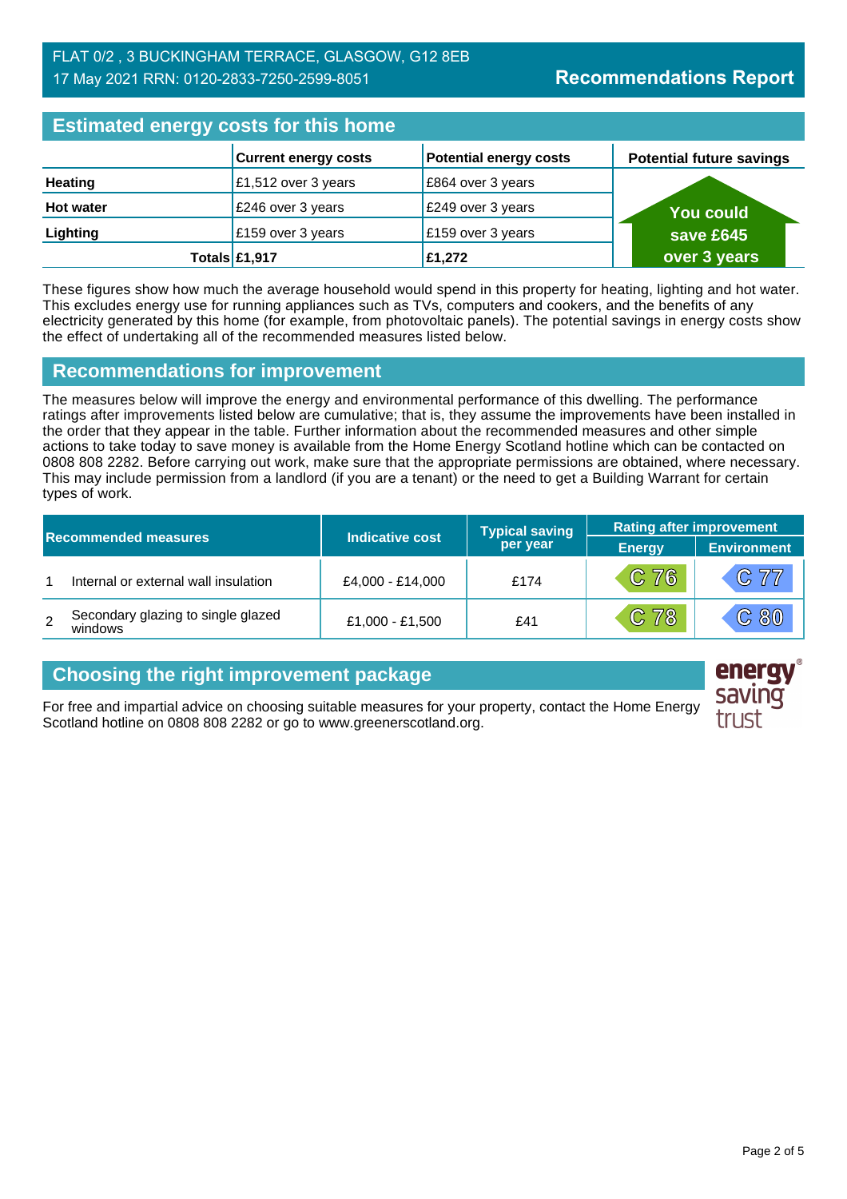FLAT 0/2 , 3 BUCKINGHAM TERRACE, GLASGOW, G12 8EB
17 May 2021 RRN: 0120-2833-7250-2599-8051

**Recommendations Report**

## Estimated energy costs for this home

| | Current energy costs | Potential energy costs | Potential future savings |
|---|---|---|---|
| **Heating** | £1,512 over 3 years | £864 over 3 years | You could save £645 over 3 years |
| **Hot water** | £246 over 3 years | £249 over 3 years | |
| **Lighting** | £159 over 3 years | £159 over 3 years | |
| **Totals** | **£1,917** | **£1,272** | |

These figures show how much the average household would spend in this property for heating, lighting and hot water. This excludes energy use for running appliances such as TVs, computers and cookers, and the benefits of any electricity generated by this home (for example, from photovoltaic panels). The potential savings in energy costs show the effect of undertaking all of the recommended measures listed below.

## Recommendations for improvement

The measures below will improve the energy and environmental performance of this dwelling. The performance ratings after improvements listed below are cumulative; that is, they assume the improvements have been installed in the order that they appear in the table. Further information about the recommended measures and other simple actions to take today to save money is available from the Home Energy Scotland hotline which can be contacted on 0808 808 2282. Before carrying out work, make sure that the appropriate permissions are obtained, where necessary. This may include permission from a landlord (if you are a tenant) or the need to get a Building Warrant for certain types of work.

| Recommended measures | | Indicative cost | Typical saving per year | Rating after improvement | |
|---|---|---|---|---|---|
| | | | | Energy | Environment |
| 1 | Internal or external wall insulation | £4,000 - £14,000 | £174 | C 76 | C 77 |
| 2 | Secondary glazing to single glazed windows | £1,000 - £1,500 | £41 | C 78 | C 80 |

## Choosing the right improvement package

For free and impartial advice on choosing suitable measures for your property, contact the Home Energy Scotland hotline on 0808 808 2282 or go to www.greenerscotland.org.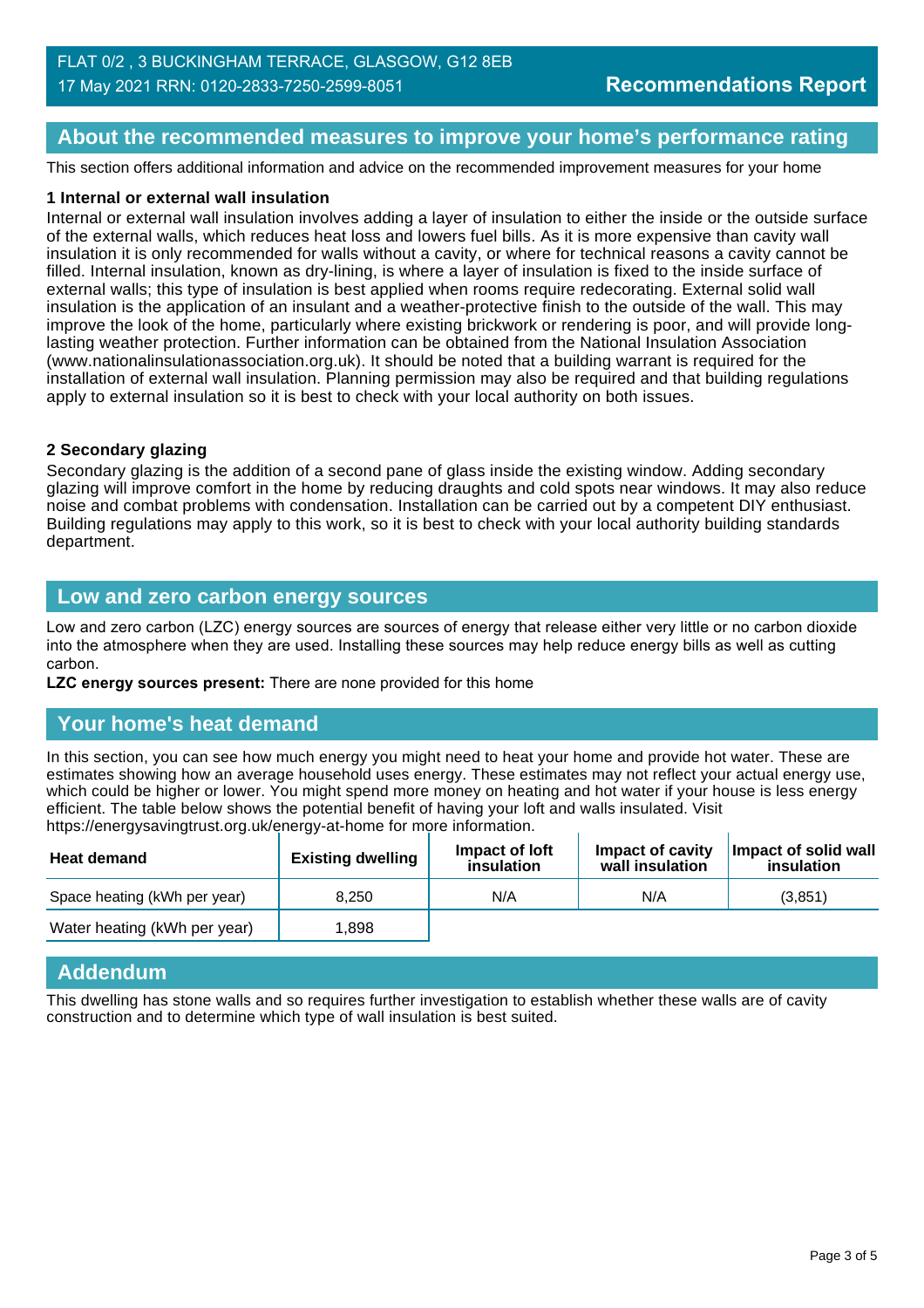FLAT 0/2 , 3 BUCKINGHAM TERRACE, GLASGOW, G12 8EB
17 May 2021 RRN: 0120-2833-7250-2599-8051

**Recommendations Report**

## About the recommended measures to improve your home's performance rating

This section offers additional information and advice on the recommended improvement measures for your home

### 1 Internal or external wall insulation

Internal or external wall insulation involves adding a layer of insulation to either the inside or the outside surface of the external walls, which reduces heat loss and lowers fuel bills. As it is more expensive than cavity wall insulation it is only recommended for walls without a cavity, or where for technical reasons a cavity cannot be filled. Internal insulation, known as dry-lining, is where a layer of insulation is fixed to the inside surface of external walls; this type of insulation is best applied when rooms require redecorating. External solid wall insulation is the application of an insulant and a weather-protective finish to the outside of the wall. This may improve the look of the home, particularly where existing brickwork or rendering is poor, and will provide long-lasting weather protection. Further information can be obtained from the National Insulation Association (www.nationalinsulationassociation.org.uk). It should be noted that a building warrant is required for the installation of external wall insulation. Planning permission may also be required and that building regulations apply to external insulation so it is best to check with your local authority on both issues.

### 2 Secondary glazing

Secondary glazing is the addition of a second pane of glass inside the existing window. Adding secondary glazing will improve comfort in the home by reducing draughts and cold spots near windows. It may also reduce noise and combat problems with condensation. Installation can be carried out by a competent DIY enthusiast. Building regulations may apply to this work, so it is best to check with your local authority building standards department.

## Low and zero carbon energy sources

Low and zero carbon (LZC) energy sources are sources of energy that release either very little or no carbon dioxide into the atmosphere when they are used. Installing these sources may help reduce energy bills as well as cutting carbon.

**LZC energy sources present:** There are none provided for this home

## Your home's heat demand

In this section, you can see how much energy you might need to heat your home and provide hot water. These are estimates showing how an average household uses energy. These estimates may not reflect your actual energy use, which could be higher or lower. You might spend more money on heating and hot water if your house is less energy efficient. The table below shows the potential benefit of having your loft and walls insulated. Visit https://energysavingtrust.org.uk/energy-at-home for more information.

| Heat demand | Existing dwelling | Impact of loft insulation | Impact of cavity wall insulation | Impact of solid wall insulation |
|---|---|---|---|---|
| Space heating (kWh per year) | 8,250 | N/A | N/A | (3,851) |
| Water heating (kWh per year) | 1,898 | | | |

## Addendum

This dwelling has stone walls and so requires further investigation to establish whether these walls are of cavity construction and to determine which type of wall insulation is best suited.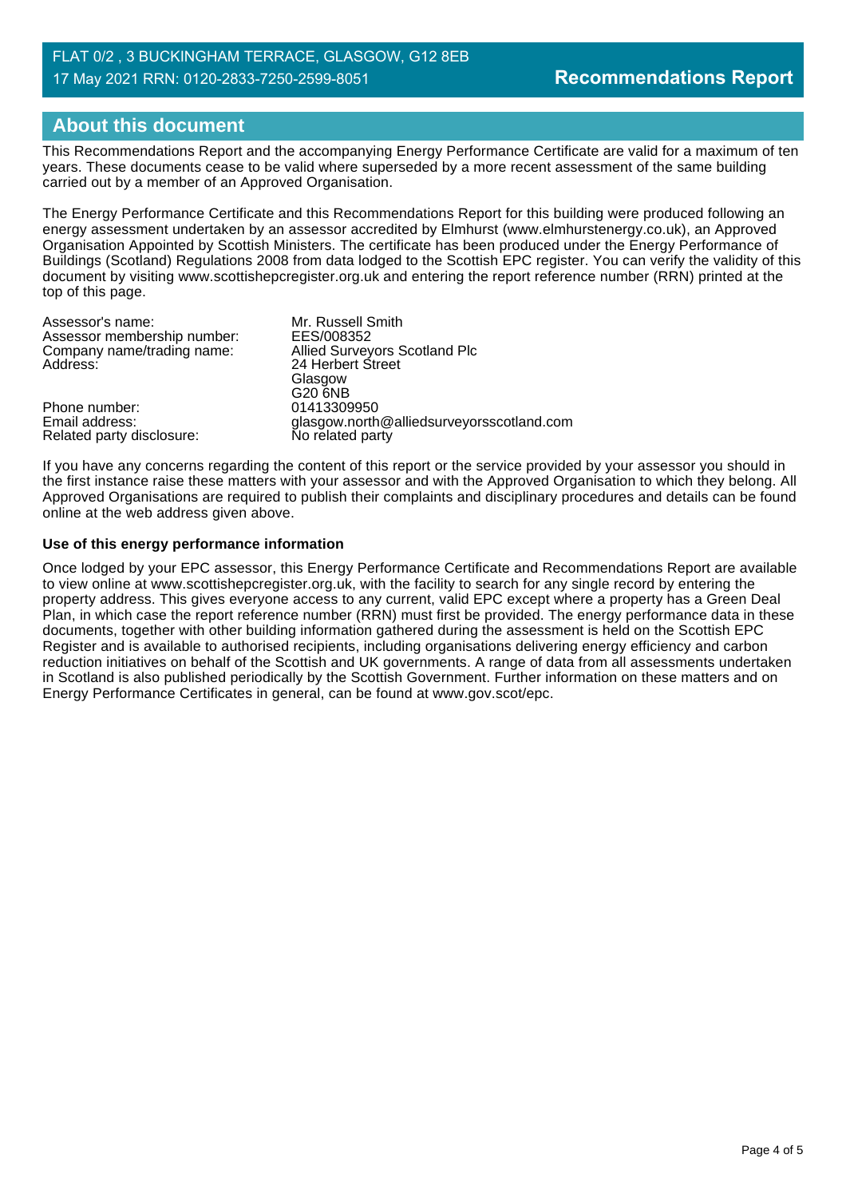## About this document

This Recommendations Report and the accompanying Energy Performance Certificate are valid for a maximum of ten years. These documents cease to be valid where superseded by a more recent assessment of the same building carried out by a member of an Approved Organisation.

The Energy Performance Certificate and this Recommendations Report for this building were produced following an energy assessment undertaken by an assessor accredited by Elmhurst (www.elmhurstenergy.co.uk), an Approved Organisation Appointed by Scottish Ministers. The certificate has been produced under the Energy Performance of Buildings (Scotland) Regulations 2008 from data lodged to the Scottish EPC register. You can verify the validity of this document by visiting www.scottishepcregister.org.uk and entering the report reference number (RRN) printed at the top of this page.

| | |
|---|---|
| Assessor's name: | Mr. Russell Smith |
| Assessor membership number: | EES/008352 |
| Company name/trading name: | Allied Surveyors Scotland Plc |
| Address: | 24 Herbert Street<br>Glasgow<br>G20 6NB |
| Phone number: | 01413309950 |
| Email address: | glasgow.north@alliedsurveyorsscotland.com |
| Related party disclosure: | No related party |

If you have any concerns regarding the content of this report or the service provided by your assessor you should in the first instance raise these matters with your assessor and with the Approved Organisation to which they belong. All Approved Organisations are required to publish their complaints and disciplinary procedures and details can be found online at the web address given above.

**Use of this energy performance information**

Once lodged by your EPC assessor, this Energy Performance Certificate and Recommendations Report are available to view online at www.scottishepcregister.org.uk, with the facility to search for any single record by entering the property address. This gives everyone access to any current, valid EPC except where a property has a Green Deal Plan, in which case the report reference number (RRN) must first be provided. The energy performance data in these documents, together with other building information gathered during the assessment is held on the Scottish EPC Register and is available to authorised recipients, including organisations delivering energy efficiency and carbon reduction initiatives on behalf of the Scottish and UK governments. A range of data from all assessments undertaken in Scotland is also published periodically by the Scottish Government. Further information on these matters and on Energy Performance Certificates in general, can be found at www.gov.scot/epc.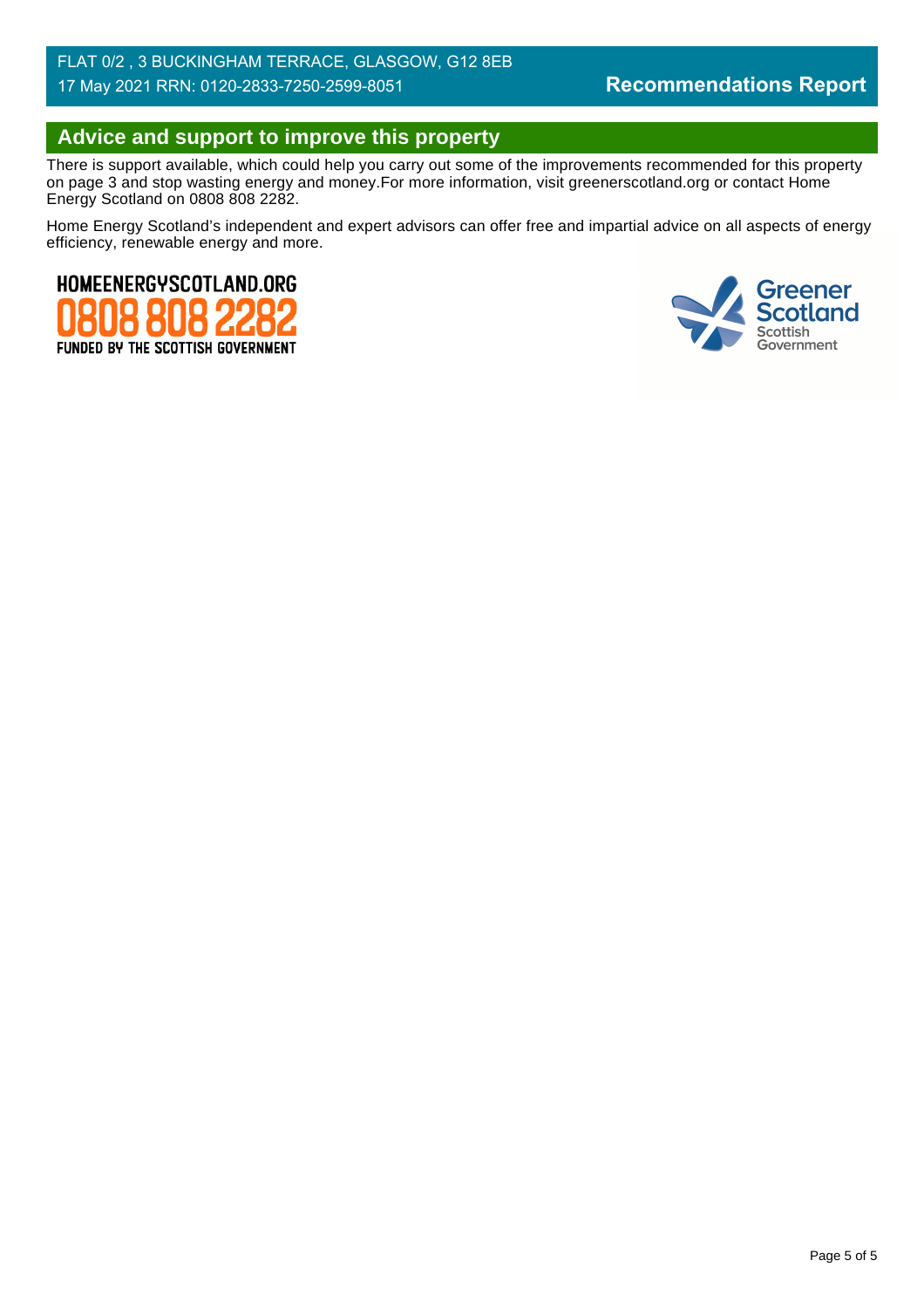## Advice and support to improve this property

There is support available, which could help you carry out some of the improvements recommended for this property on page 3 and stop wasting energy and money.For more information, visit greenerscotland.org or contact Home Energy Scotland on 0808 808 2282.

Home Energy Scotland's independent and expert advisors can offer free and impartial advice on all aspects of energy efficiency, renewable energy and more.

HOMEENERGYSCOTLAND.ORG
0808 808 2282
FUNDED BY THE SCOTTISH GOVERNMENT

Greener Scotland
Scottish Government